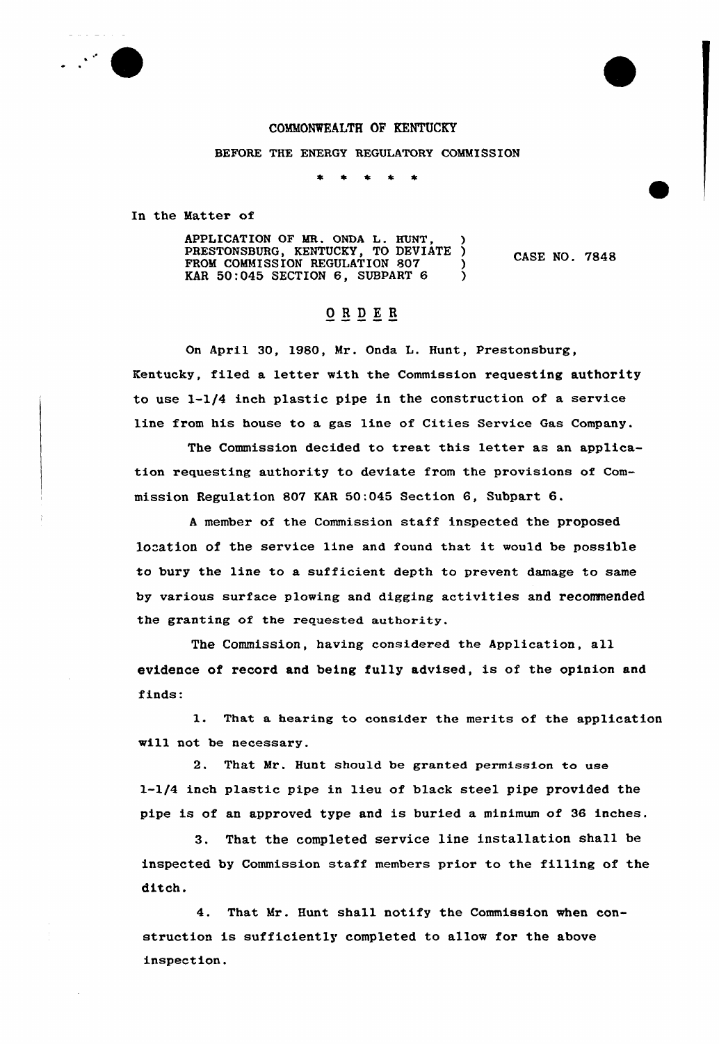COMMONWEALTH OF KENTUCKY

BEFORE THE ENERGY REGULATORY COMMISSION

\* \* \* \* \*

In the Matter of

| | | |
|---|---|---|
| APPLICATION OF MR. ONDA L. HUNT, PRESTONSBURG, KENTUCKY, TO DEVIATE FROM COMMISSION REGULATION 807 KAR 50:045 SECTION 6, SUBPART 6 | ) | CASE NO. 7848 |

## O R D E R

On April 30, 1980, Mr. Onda L. Hunt, Prestonsburg, Kentucky, filed a letter with the Commission requesting authority to use 1-1/4 inch plastic pipe in the construction of a service line from his house to a gas line of Cities Service Gas Company.

The Commission decided to treat this letter as an application requesting authority to deviate from the provisions of Commission Regulation 807 KAR 50:045 Section 6, Subpart 6.

A member of the Commission staff inspected the proposed location of the service line and found that it would be possible to bury the line to a sufficient depth to prevent damage to same by various surface plowing and digging activities and recommended the granting of the requested authority.

The Commission, having considered the Application, all evidence of record and being fully advised, is of the opinion and finds:

1. That a hearing to consider the merits of the application will not be necessary.

2. That Mr. Hunt should be granted permission to use 1-1/4 inch plastic pipe in lieu of black steel pipe provided the pipe is of an approved type and is buried a minimum of 36 inches.

3. That the completed service line installation shall be inspected by Commission staff members prior to the filling of the ditch.

4. That Mr. Hunt shall notify the Commission when construction is sufficiently completed to allow for the above inspection.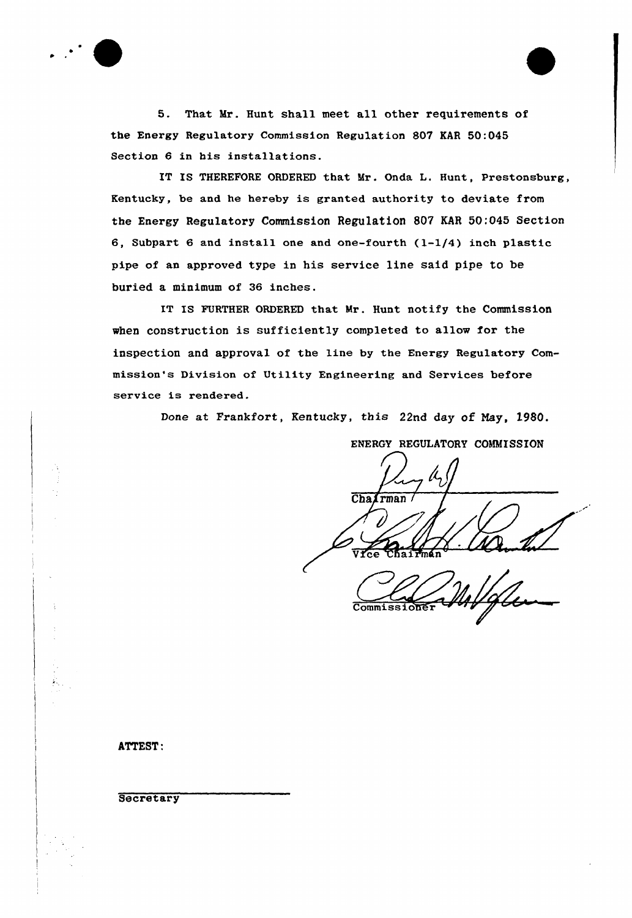5. That Mr. Hunt shall meet all other requirements of the Energy Regulatory Commission Regulation 807 KAR 50:045 Section 6 in his installations.

IT IS THEREFORE ORDERED that Mr. Onda L. Hunt, Prestonsburg, Kentucky, be and he hereby is granted authority to deviate from the Energy Regulatory Commission Regulation 807 KAR 50:045 Section 6, Subpart 6 and install one and one-fourth (1-1/4) inch plastic pipe of an approved type in his service line said pipe to be buried a minimum of 36 inches.

IT IS FURTHER ORDERED that Mr. Hunt notify the Commission when construction is sufficiently completed to allow for the inspection and approval of the line by the Energy Regulatory Commission's Division of Utility Engineering and Services before service is rendered.

Done at Frankfort, Kentucky, this 22nd day of May, 1980.

ENERGY REGULATORY COMMISSION

Chairman

Vice Chairman

Commissioner

ATTEST:

Secretary